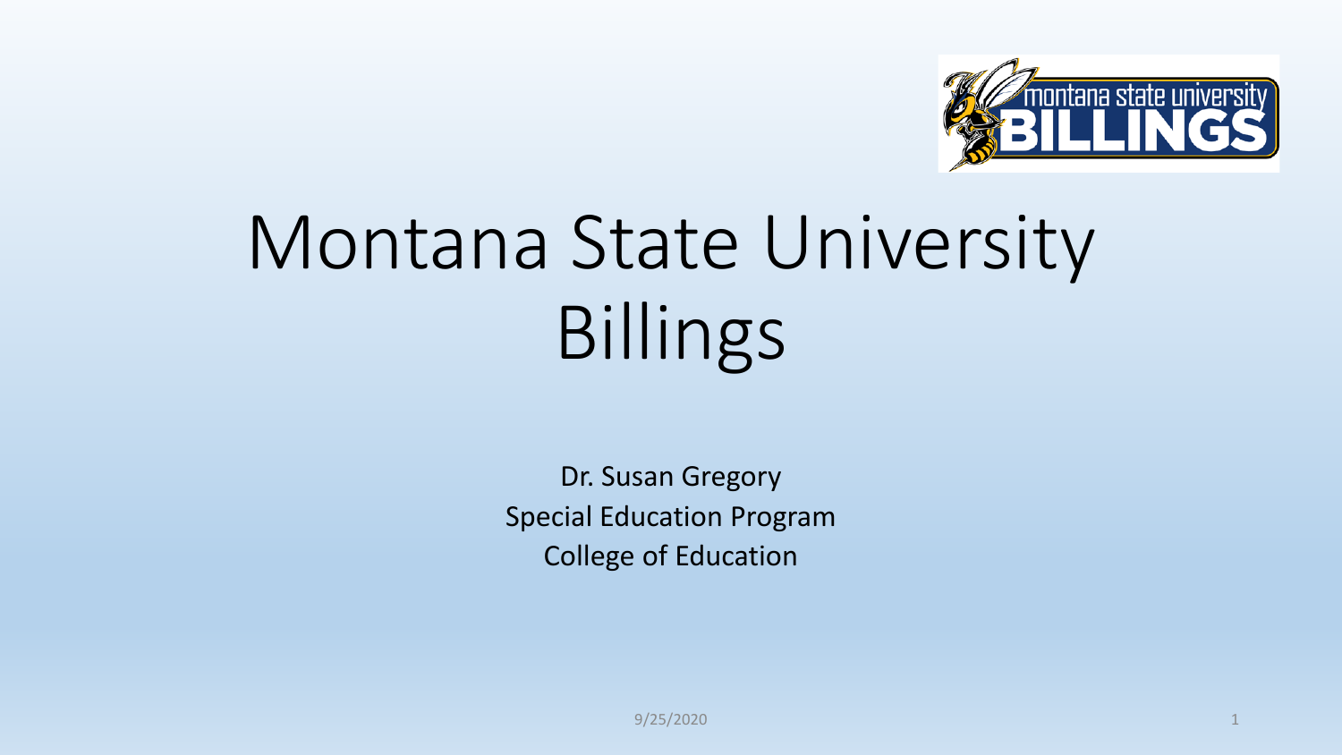# Montana State University Billings

Dr. Susan Gregory
Special Education Program
College of Education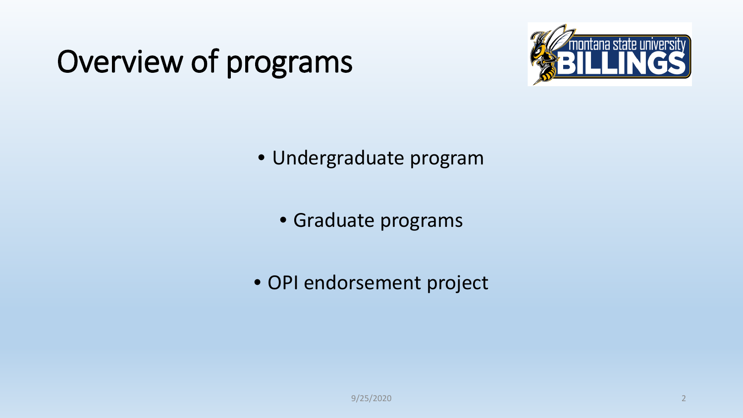# Overview of programs

- Undergraduate program
- Graduate programs
- OPI endorsement project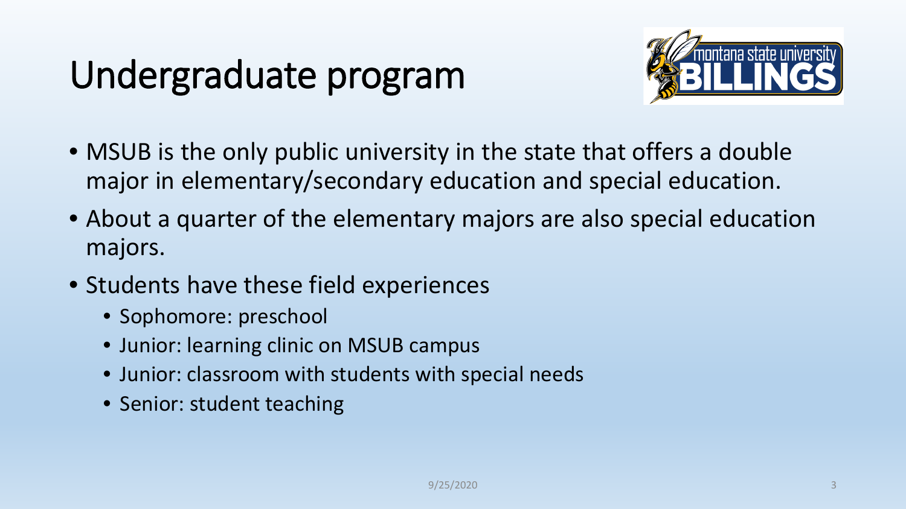# Undergraduate program

- MSUB is the only public university in the state that offers a double major in elementary/secondary education and special education.
- About a quarter of the elementary majors are also special education majors.
- Students have these field experiences
  - Sophomore: preschool
  - Junior: learning clinic on MSUB campus
  - Junior: classroom with students with special needs
  - Senior: student teaching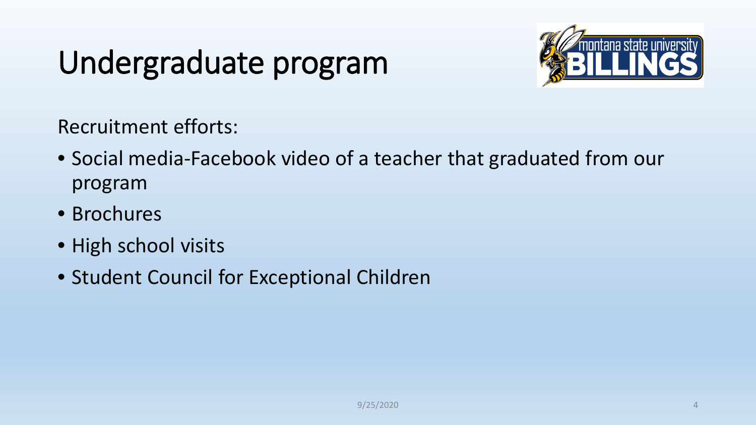# Undergraduate program

Recruitment efforts:

- Social media-Facebook video of a teacher that graduated from our program
- Brochures
- High school visits
- Student Council for Exceptional Children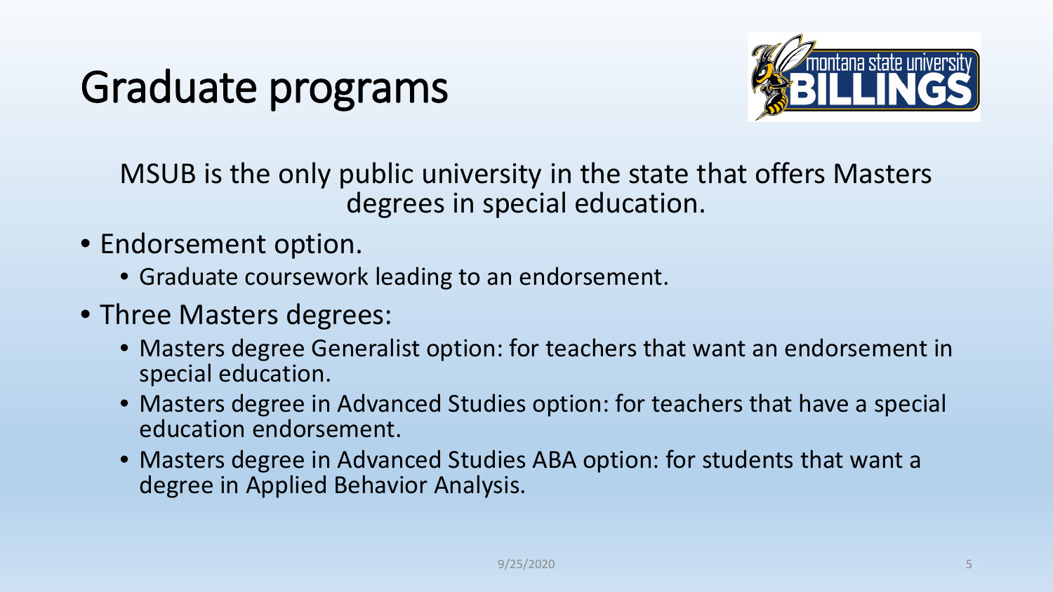# Graduate programs

MSUB is the only public university in the state that offers Masters degrees in special education.

- Endorsement option.
  - Graduate coursework leading to an endorsement.
- Three Masters degrees:
  - Masters degree Generalist option: for teachers that want an endorsement in special education.
  - Masters degree in Advanced Studies option: for teachers that have a special education endorsement.
  - Masters degree in Advanced Studies ABA option: for students that want a degree in Applied Behavior Analysis.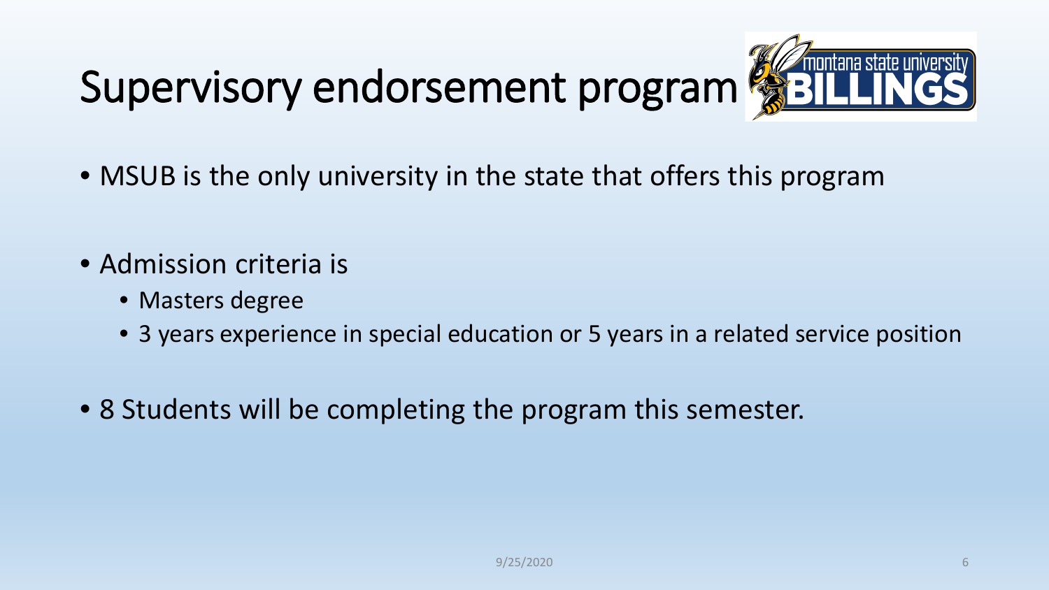# Supervisory endorsement program

- MSUB is the only university in the state that offers this program
- Admission criteria is
  - Masters degree
  - 3 years experience in special education or 5 years in a related service position
- 8 Students will be completing the program this semester.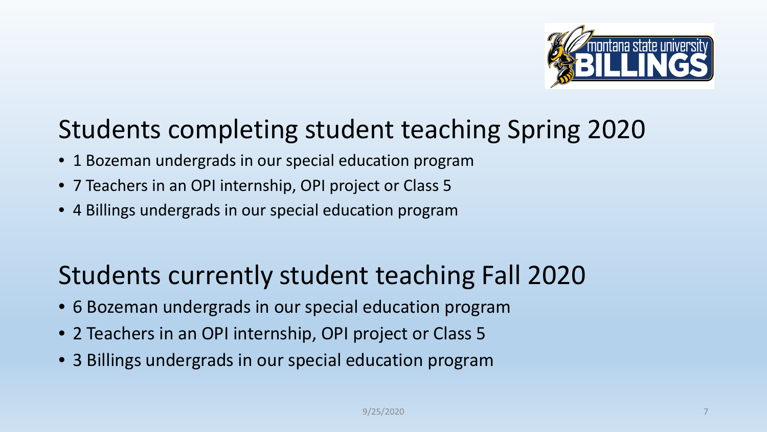## Students completing student teaching Spring 2020

- 1 Bozeman undergrads in our special education program
- 7 Teachers in an OPI internship, OPI project or Class 5
- 4 Billings undergrads in our special education program

## Students currently student teaching Fall 2020

- 6 Bozeman undergrads in our special education program
- 2 Teachers in an OPI internship, OPI project or Class 5
- 3 Billings undergrads in our special education program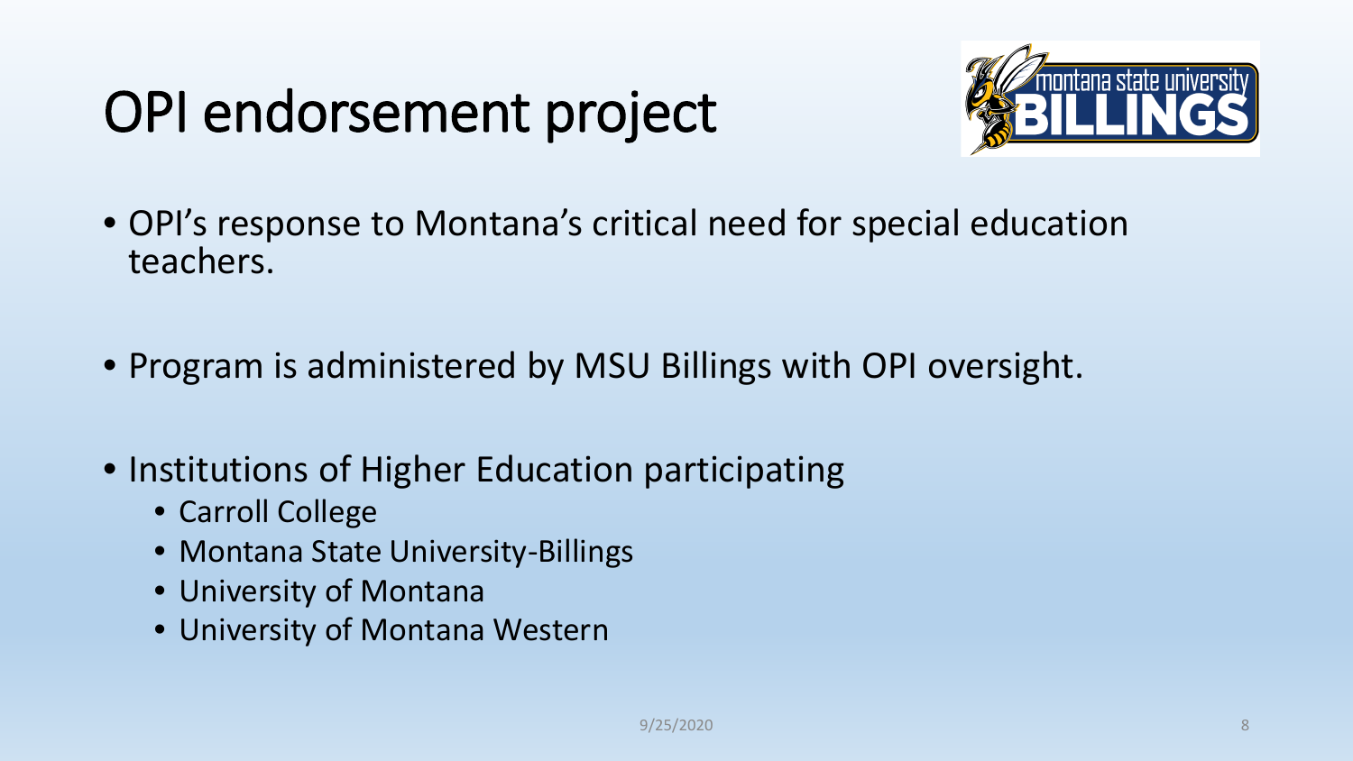# OPI endorsement project

- OPI's response to Montana's critical need for special education teachers.
- Program is administered by MSU Billings with OPI oversight.
- Institutions of Higher Education participating
  - Carroll College
  - Montana State University-Billings
  - University of Montana
  - University of Montana Western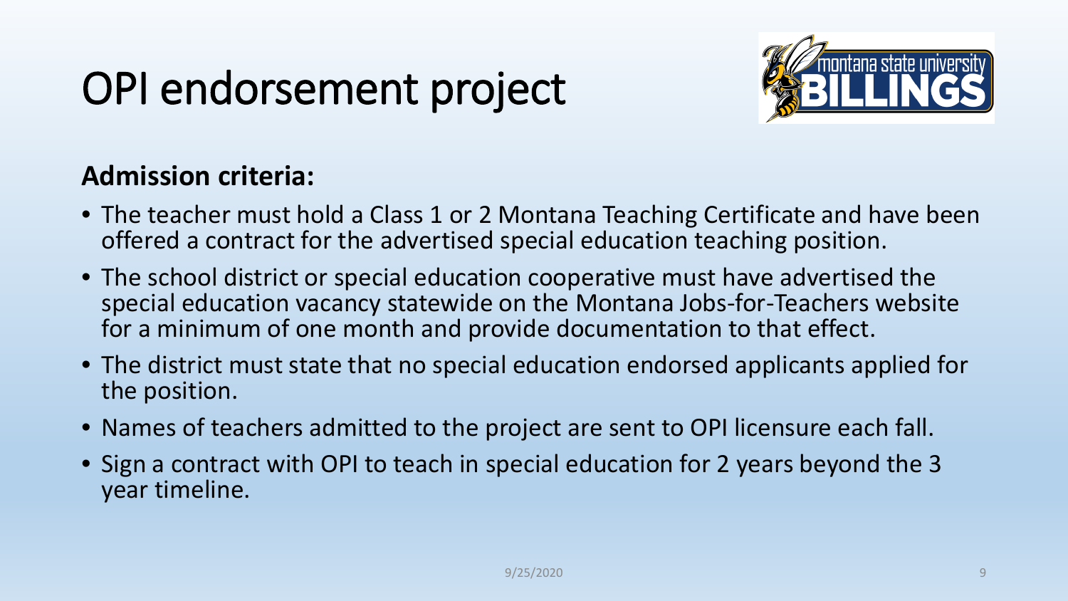# OPI endorsement project

**Admission criteria:**

- The teacher must hold a Class 1 or 2 Montana Teaching Certificate and have been offered a contract for the advertised special education teaching position.
- The school district or special education cooperative must have advertised the special education vacancy statewide on the Montana Jobs-for-Teachers website for a minimum of one month and provide documentation to that effect.
- The district must state that no special education endorsed applicants applied for the position.
- Names of teachers admitted to the project are sent to OPI licensure each fall.
- Sign a contract with OPI to teach in special education for 2 years beyond the 3 year timeline.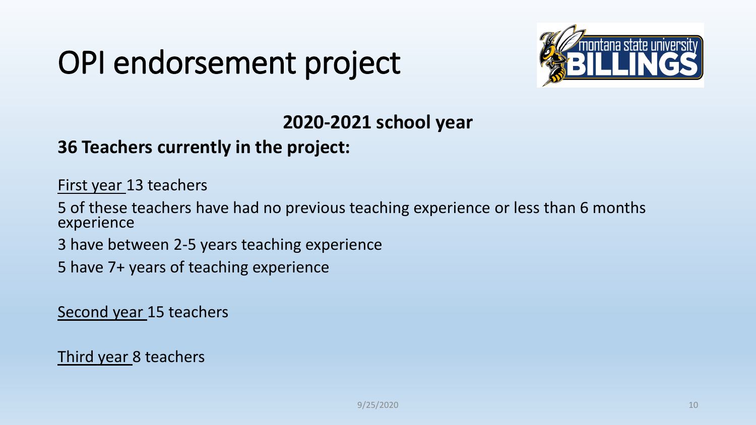# OPI endorsement project

**2020-2021 school year**

**36 Teachers currently in the project:**

First year 13 teachers

5 of these teachers have had no previous teaching experience or less than 6 months experience

3 have between 2-5 years teaching experience

5 have 7+ years of teaching experience

Second year 15 teachers

Third year 8 teachers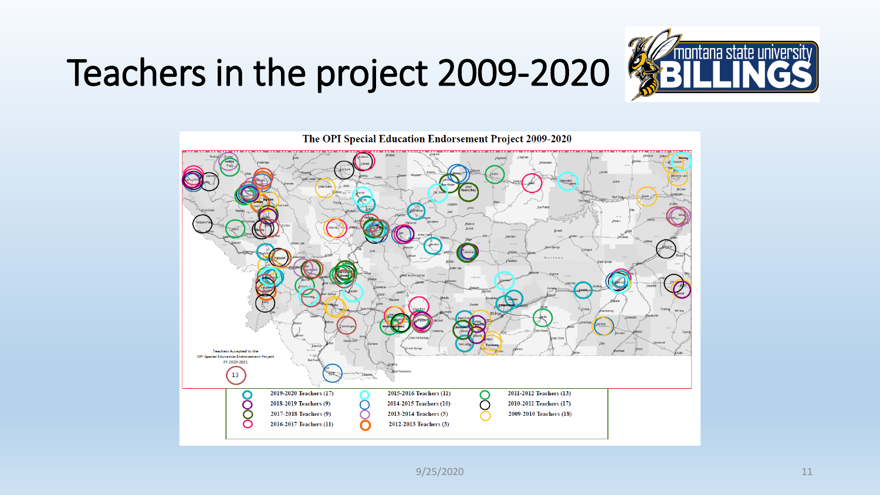# Teachers in the project 2009-2020

**The OPI Special Education Endorsement Project 2009-2020**

Teachers Accepted to the OPI Special Education Endorsement Project FY 2020-2021

13

| | | |
|---|---|---|
| 2019-2020 Teachers (17) | 2015-2016 Teachers (11) | 2011-2012 Teachers (13) |
| 2018-2019 Teachers (9) | 2014-2015 Teachers (10) | 2010-2011 Teachers (17) |
| 2017-2018 Teachers (9) | 2013-2014 Teachers (5) | 2009-2010 Teachers (18) |
| 2016-2017 Teachers (11) | 2012-2013 Teachers (3) | |

9/25/2020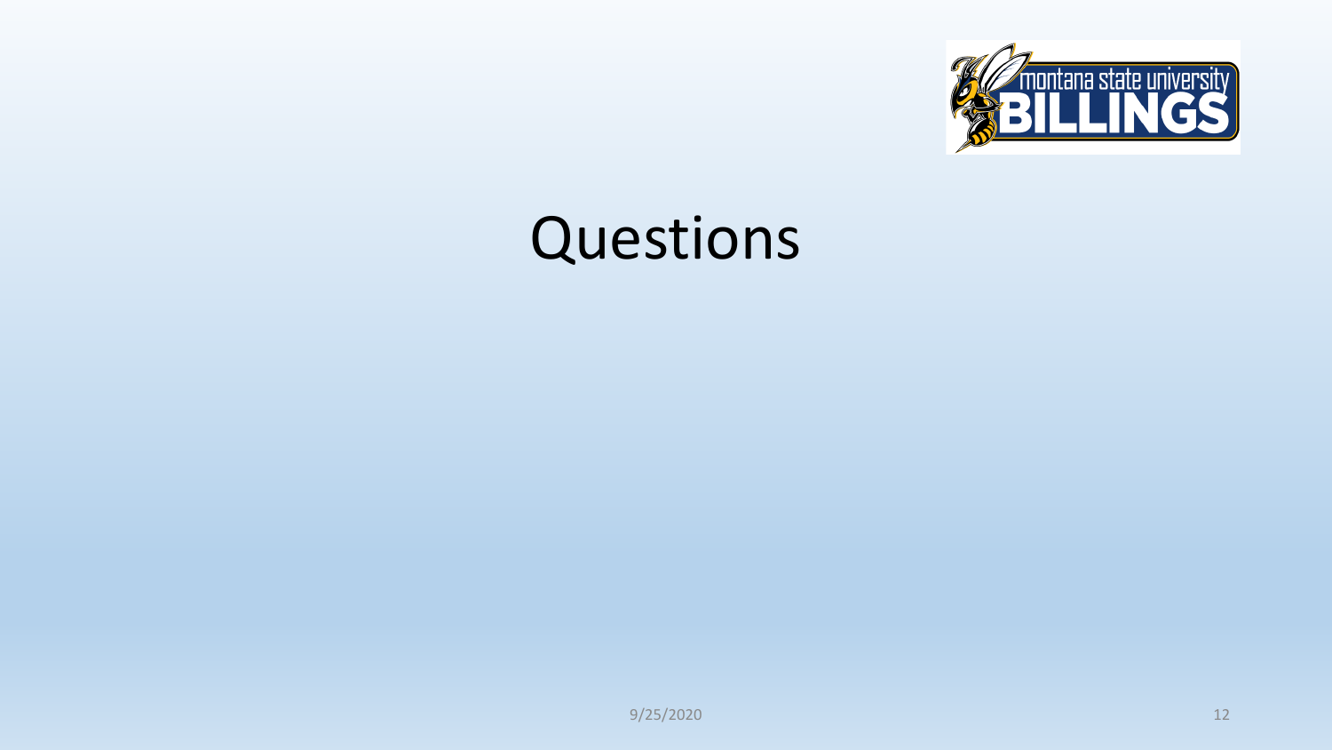# Questions